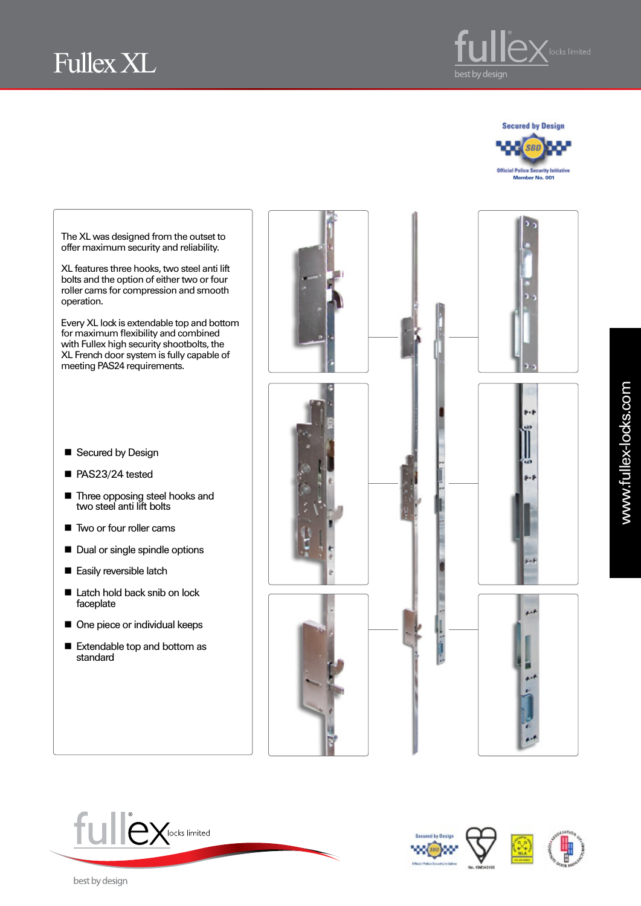# Fullex XL

fullex locks limited

best by design

Secured by Design

Official Police Security Initiative

Member No. 001

The XL was designed from the outset to offer maximum security and reliability.

XL features three hooks, two steel anti lift bolts and the option of either two or four roller cams for compression and smooth operation.

Every XL lock is extendable top and bottom for maximum flexibility and combined with Fullex high security shootbolts, the XL French door system is fully capable of meeting PAS24 requirements.

- Secured by Design
- PAS23/24 tested
- Three opposing steel hooks and two steel anti lift bolts
- Two or four roller cams
- Dual or single spindle options
- Easily reversible latch
- Latch hold back snib on lock faceplate
- One piece or individual keeps
- Extendable top and bottom as standard

www.fullex-locks.com

fullex locks limited

best by design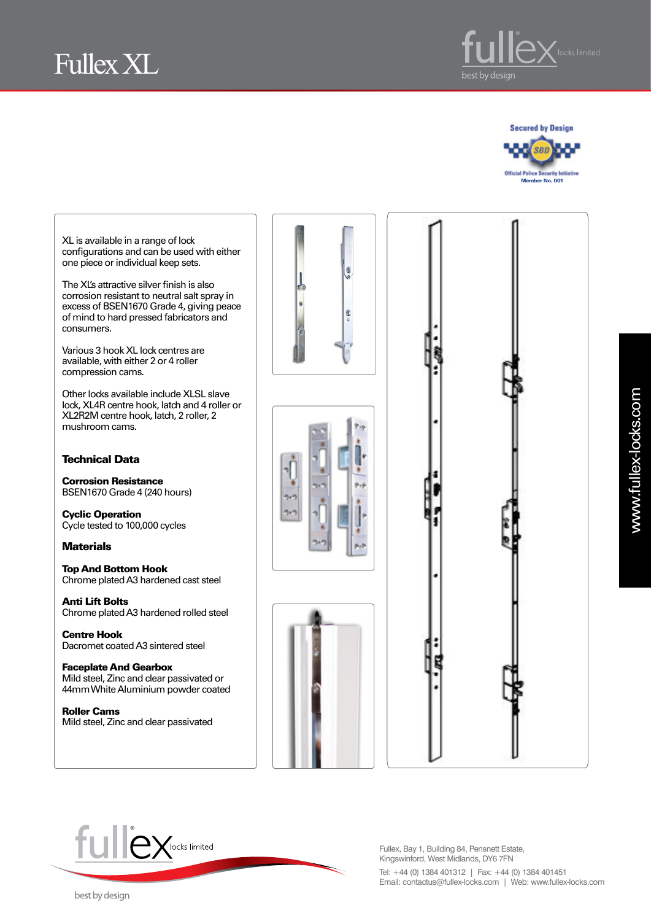# Fullex XL

XL is available in a range of lock configurations and can be used with either one piece or individual keep sets.

The XL's attractive silver finish is also corrosion resistant to neutral salt spray in excess of BSEN1670 Grade 4, giving peace of mind to hard pressed fabricators and consumers.

Various 3 hook XL lock centres are available, with either 2 or 4 roller compression cams.

Other locks available include XLSL slave lock, XL4R centre hook, latch and 4 roller or XL2R2M centre hook, latch, 2 roller, 2 mushroom cams.

## Technical Data

**Corrosion Resistance**
BSEN1670 Grade 4 (240 hours)

**Cyclic Operation**
Cycle tested to 100,000 cycles

## Materials

**Top And Bottom Hook**
Chrome plated A3 hardened cast steel

**Anti Lift Bolts**
Chrome plated A3 hardened rolled steel

**Centre Hook**
Dacromet coated A3 sintered steel

**Faceplate And Gearbox**
Mild steel, Zinc and clear passivated or 44mm White Aluminium powder coated

**Roller Cams**
Mild steel, Zinc and clear passivated

www.fullex-locks.com

fullex locks limited
best by design

Fullex, Bay 1, Building 84, Pensnett Estate,
Kingswinford, West Midlands, DY6 7FN

Tel: +44 (0) 1384 401312 | Fax: +44 (0) 1384 401451
Email: contactus@fullex-locks.com | Web: www.fullex-locks.com